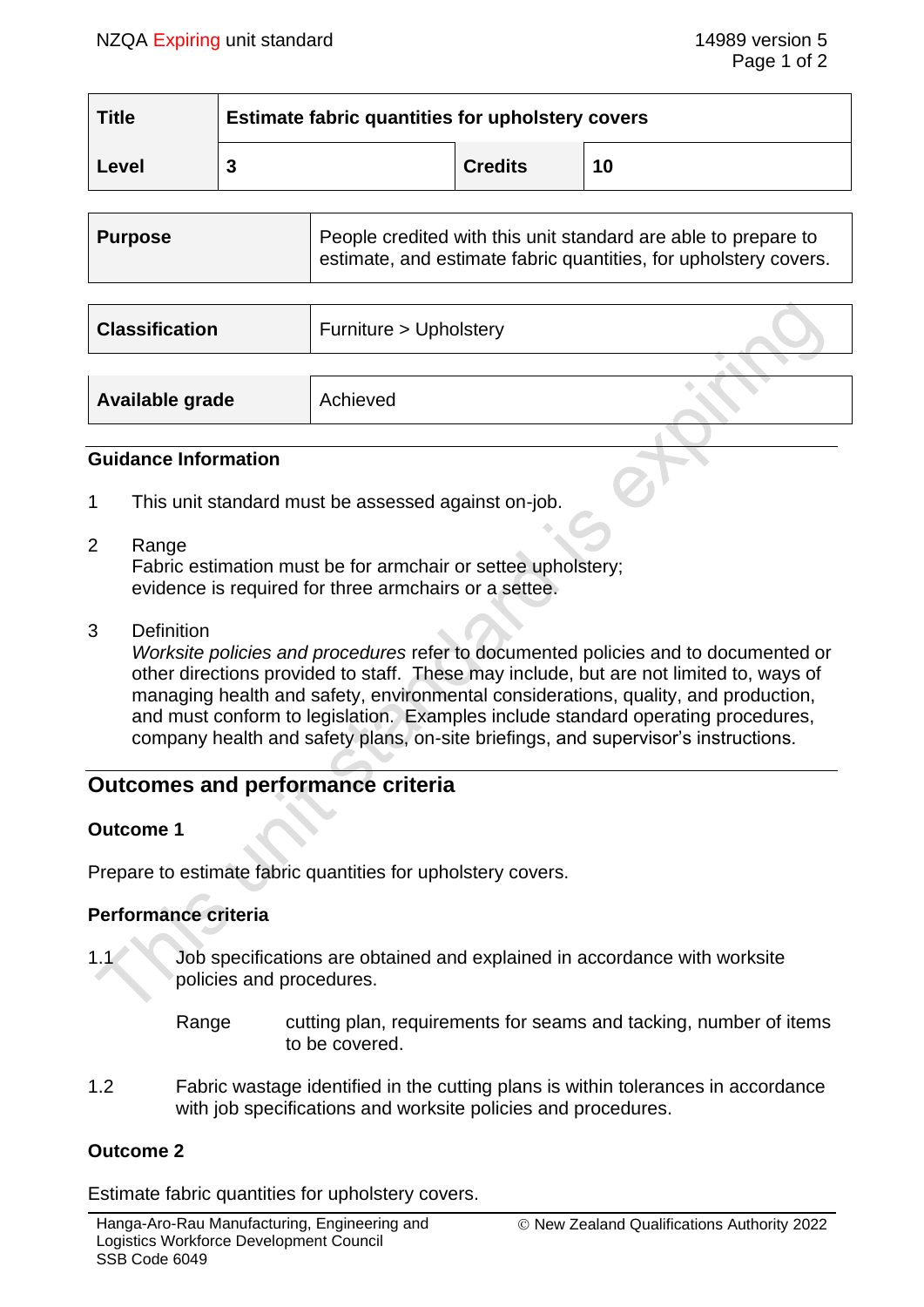| Title | Estimate fabric quantities for upholstery covers | | |
|---|---|---|---|
| Level | 3 | Credits | 10 |

| Purpose | People credited with this unit standard are able to prepare to estimate, and estimate fabric quantities, for upholstery covers. |
|---|---|

| Classification | Furniture > Upholstery |
|---|---|

| Available grade | Achieved |
|---|---|

### Guidance Information

1. This unit standard must be assessed against on-job.

2. Range
   Fabric estimation must be for armchair or settee upholstery;
   evidence is required for three armchairs or a settee.

3. Definition
   *Worksite policies and procedures* refer to documented policies and to documented or other directions provided to staff. These may include, but are not limited to, ways of managing health and safety, environmental considerations, quality, and production, and must conform to legislation. Examples include standard operating procedures, company health and safety plans, on-site briefings, and supervisor's instructions.

## Outcomes and performance criteria

### Outcome 1

Prepare to estimate fabric quantities for upholstery covers.

### Performance criteria

1.1 Job specifications are obtained and explained in accordance with worksite policies and procedures.

Range: cutting plan, requirements for seams and tacking, number of items to be covered.

1.2 Fabric wastage identified in the cutting plans is within tolerances in accordance with job specifications and worksite policies and procedures.

### Outcome 2

Estimate fabric quantities for upholstery covers.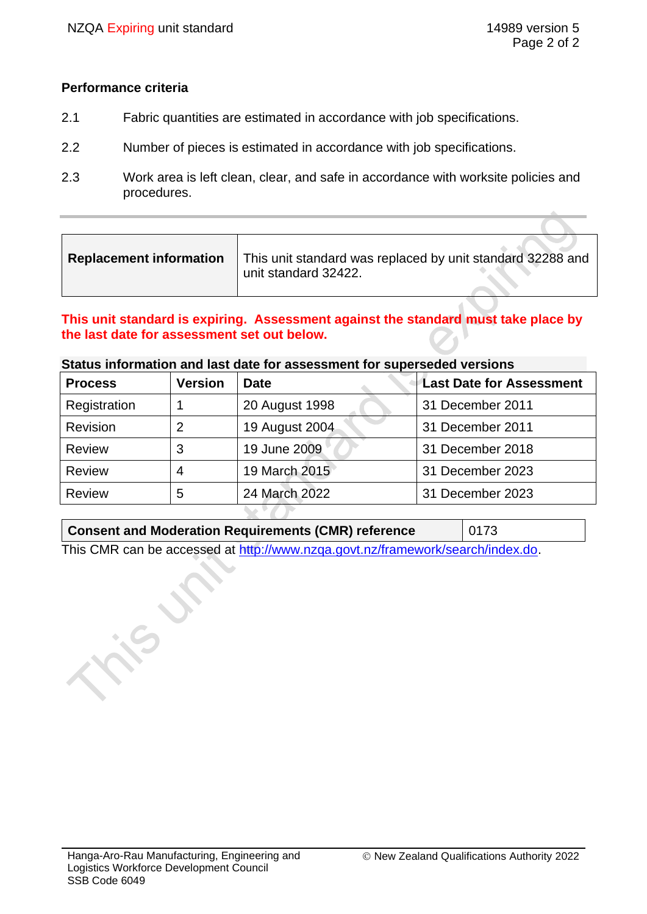**Performance criteria**

2.1 Fabric quantities are estimated in accordance with job specifications.

2.2 Number of pieces is estimated in accordance with job specifications.

2.3 Work area is left clean, clear, and safe in accordance with worksite policies and procedures.

---

| | |
|---|---|
| **Replacement information** | This unit standard was replaced by unit standard 32288 and unit standard 32422. |

**This unit standard is expiring. Assessment against the standard must take place by the last date for assessment set out below.**

**Status information and last date for assessment for superseded versions**

| Process | Version | Date | Last Date for Assessment |
|---|---|---|---|
| Registration | 1 | 20 August 1998 | 31 December 2011 |
| Revision | 2 | 19 August 2004 | 31 December 2011 |
| Review | 3 | 19 June 2009 | 31 December 2018 |
| Review | 4 | 19 March 2015 | 31 December 2023 |
| Review | 5 | 24 March 2022 | 31 December 2023 |

| | |
|---|---|
| **Consent and Moderation Requirements (CMR) reference** | 0173 |

This CMR can be accessed at http://www.nzqa.govt.nz/framework/search/index.do.